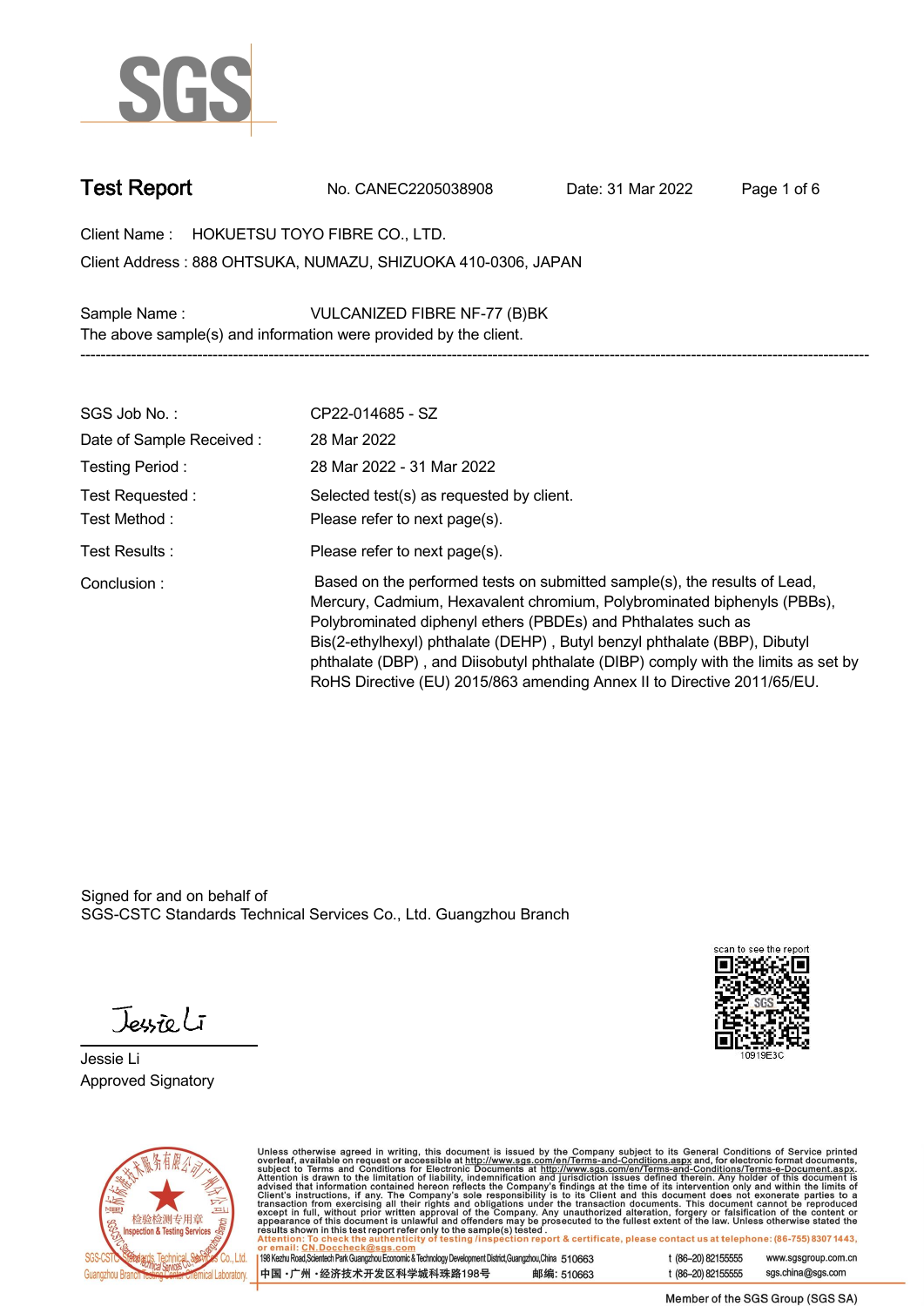# Test Report

No. CANEC2205038908 Date: 31 Mar 2022

Client Name : HOKUETSU TOYO FIBRE CO., LTD.

Client Address : 888 OHTSUKA, NUMAZU, SHIZUOKA 410-0306, JAPAN

Sample Name : VULCANIZED FIBRE NF-77 (B)BK

The above sample(s) and information were provided by the client.

---

| | |
|---|---|
| SGS Job No. : | CP22-014685 - SZ |
| Date of Sample Received : | 28 Mar 2022 |
| Testing Period : | 28 Mar 2022 - 31 Mar 2022 |
| Test Requested : | Selected test(s) as requested by client. |
| Test Method : | Please refer to next page(s). |
| Test Results : | Please refer to next page(s). |
| Conclusion : | Based on the performed tests on submitted sample(s), the results of Lead, Mercury, Cadmium, Hexavalent chromium, Polybrominated biphenyls (PBBs), Polybrominated diphenyl ethers (PBDEs) and Phthalates such as Bis(2-ethylhexyl) phthalate (DEHP) , Butyl benzyl phthalate (BBP), Dibutyl phthalate (DBP) , and Diisobutyl phthalate (DIBP) comply with the limits as set by RoHS Directive (EU) 2015/863 amending Annex II to Directive 2011/65/EU. |

Signed for and on behalf of
SGS-CSTC Standards Technical Services Co., Ltd. Guangzhou Branch

Jessie Li
Approved Signatory

scan to see the report
10919E3C

Unless otherwise agreed in writing, this document is issued by the Company subject to its General Conditions of Service printed overleaf, available on request or accessible at http://www.sgs.com/en/Terms-and-Conditions.aspx and, for electronic format documents, subject to Terms and Conditions for Electronic Documents at http://www.sgs.com/en/Terms-and-Conditions/Terms-e-Document.aspx. Attention is drawn to the limitation of liability, indemnification and jurisdiction issues defined therein. Any holder of this document is advised that information contained hereon reflects the Company's findings at the time of its intervention only and within the limits of Client's instructions, if any. The Company's sole responsibility is to its Client and this document does not exonerate parties to a transaction from exercising all their rights and obligations under the transaction documents. This document cannot be reproduced except in full, without prior written approval of the Company. Any unauthorized alteration, forgery or falsification of the content or appearance of this document is unlawful and offenders may be prosecuted to the fullest extent of the law. Unless otherwise stated the results shown in this test report refer only to the sample(s) tested.

Attention: To check the authenticity of testing /inspection report & certificate, please contact us at telephone: (86-755) 8307 1443, or email: CN.Doccheck@sgs.com

198 Kezhu Road,Scientech Park Guangzhou Economic & Technology Development District,Guangzhou,China 510663 t (86-20) 82155555 www.sgsgroup.com.cn

中国 ·广州 ·经济技术开发区科学城科珠路198号 邮编: 510663 t (86-20) 82155555 sgs.china@sgs.com

Member of the SGS Group (SGS SA)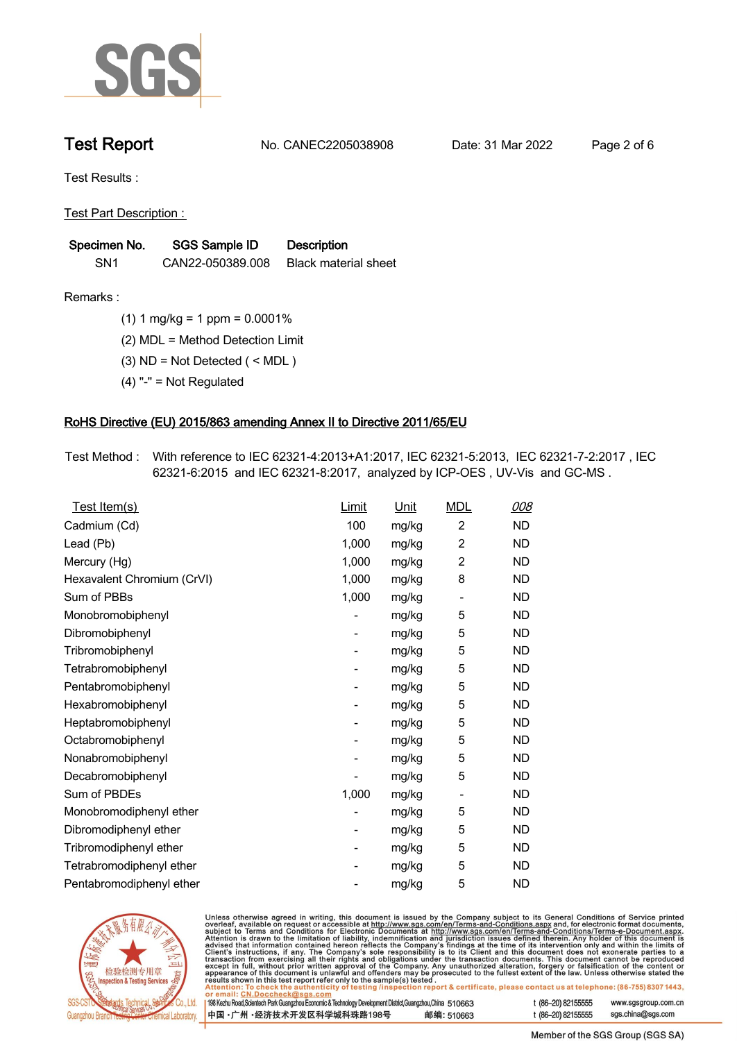# Test Report

No. CANEC2205038908 Date: 31 Mar 2022

Test Results :

Test Part Description :

| Specimen No. | SGS Sample ID | Description |
|---|---|---|
| SN1 | CAN22-050389.008 | Black material sheet |

Remarks :

(1) 1 mg/kg = 1 ppm = 0.0001%

(2) MDL = Method Detection Limit

(3) ND = Not Detected ( < MDL )

(4) "-" = Not Regulated

## RoHS Directive (EU) 2015/863 amending Annex II to Directive 2011/65/EU

Test Method : With reference to IEC 62321-4:2013+A1:2017, IEC 62321-5:2013, IEC 62321-7-2:2017 , IEC 62321-6:2015 and IEC 62321-8:2017, analyzed by ICP-OES , UV-Vis and GC-MS .

| Test Item(s) | Limit | Unit | MDL | 008 |
|---|---|---|---|---|
| Cadmium (Cd) | 100 | mg/kg | 2 | ND |
| Lead (Pb) | 1,000 | mg/kg | 2 | ND |
| Mercury (Hg) | 1,000 | mg/kg | 2 | ND |
| Hexavalent Chromium (CrVI) | 1,000 | mg/kg | 8 | ND |
| Sum of PBBs | 1,000 | mg/kg | - | ND |
| Monobromobiphenyl | - | mg/kg | 5 | ND |
| Dibromobiphenyl | - | mg/kg | 5 | ND |
| Tribromobiphenyl | - | mg/kg | 5 | ND |
| Tetrabromobiphenyl | - | mg/kg | 5 | ND |
| Pentabromobiphenyl | - | mg/kg | 5 | ND |
| Hexabromobiphenyl | - | mg/kg | 5 | ND |
| Heptabromobiphenyl | - | mg/kg | 5 | ND |
| Octabromobiphenyl | - | mg/kg | 5 | ND |
| Nonabromobiphenyl | - | mg/kg | 5 | ND |
| Decabromobiphenyl | - | mg/kg | 5 | ND |
| Sum of PBDEs | 1,000 | mg/kg | - | ND |
| Monobromodiphenyl ether | - | mg/kg | 5 | ND |
| Dibromodiphenyl ether | - | mg/kg | 5 | ND |
| Tribromodiphenyl ether | - | mg/kg | 5 | ND |
| Tetrabromodiphenyl ether | - | mg/kg | 5 | ND |
| Pentabromodiphenyl ether | - | mg/kg | 5 | ND |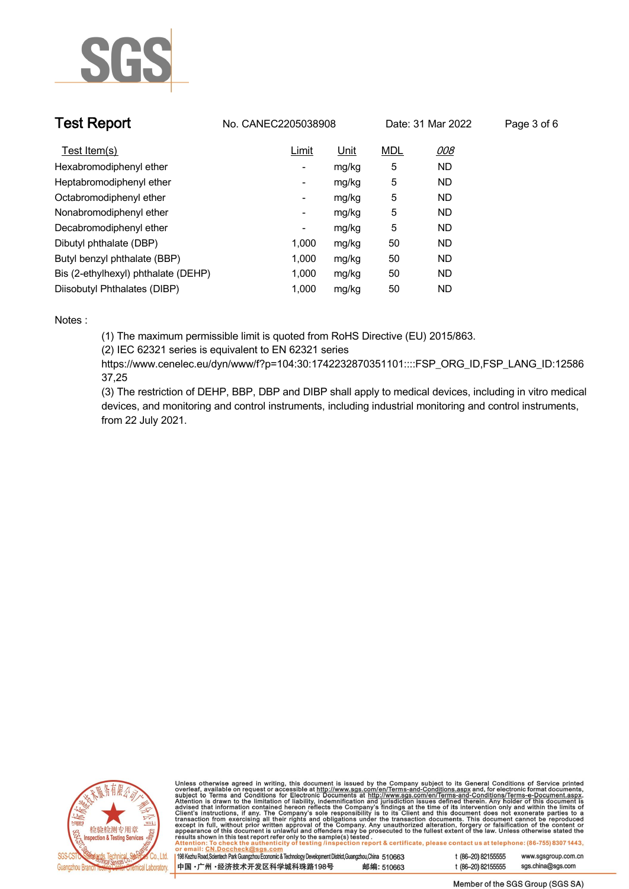## Test Report

No. CANEC2205038908 Date: 31 Mar 2022

| Test Item(s) | Limit | Unit | MDL | 008 |
|---|---|---|---|---|
| Hexabromodiphenyl ether | - | mg/kg | 5 | ND |
| Heptabromodiphenyl ether | - | mg/kg | 5 | ND |
| Octabromodiphenyl ether | - | mg/kg | 5 | ND |
| Nonabromodiphenyl ether | - | mg/kg | 5 | ND |
| Decabromodiphenyl ether | - | mg/kg | 5 | ND |
| Dibutyl phthalate (DBP) | 1,000 | mg/kg | 50 | ND |
| Butyl benzyl phthalate (BBP) | 1,000 | mg/kg | 50 | ND |
| Bis (2-ethylhexyl) phthalate (DEHP) | 1,000 | mg/kg | 50 | ND |
| Diisobutyl Phthalates (DIBP) | 1,000 | mg/kg | 50 | ND |

Notes :

(1) The maximum permissible limit is quoted from RoHS Directive (EU) 2015/863.

(2) IEC 62321 series is equivalent to EN 62321 series
https://www.cenelec.eu/dyn/www/f?p=104:30:1742232870351101::::FSP_ORG_ID,FSP_LANG_ID:1258637,25

(3) The restriction of DEHP, BBP, DBP and DIBP shall apply to medical devices, including in vitro medical devices, and monitoring and control instruments, including industrial monitoring and control instruments, from 22 July 2021.

Unless otherwise agreed in writing, this document is issued by the Company subject to its General Conditions of Service printed overleaf, available on request or accessible at http://www.sgs.com/en/Terms-and-Conditions.aspx and, for electronic format documents, subject to Terms and Conditions for Electronic Documents at http://www.sgs.com/en/Terms-and-Conditions/Terms-e-Document.aspx. Attention is drawn to the limitation of liability, indemnification and jurisdiction issues defined therein. Any holder of this document is advised that information contained hereon reflects the Company's findings at the time of its intervention only and within the limits of Client's instructions, if any. The Company's sole responsibility is to its Client and this document does not exonerate parties to a transaction from exercising all their rights and obligations under the transaction documents. This document cannot be reproduced except in full, without prior written approval of the Company. Any unauthorized alteration, forgery or falsification of the content or appearance of this document is unlawful and offenders may be prosecuted to the fullest extent of the law. Unless otherwise stated the results shown in this test report refer only to the sample(s) tested .
Attention: To check the authenticity of testing /inspection report & certificate, please contact us at telephone: (86-755) 8307 1443, or email: CN.Doccheck@sgs.com

198 Kezhu Road,Scientech Park Guangzhou Economic & Technology Development District,Guangzhou,China 510663 t (86–20) 82155555 www.sgsgroup.com.cn
中国 ·广州 ·经济技术开发区科学城科珠路198号 邮编: 510663 t (86–20) 82155555 sgs.china@sgs.com

Member of the SGS Group (SGS SA)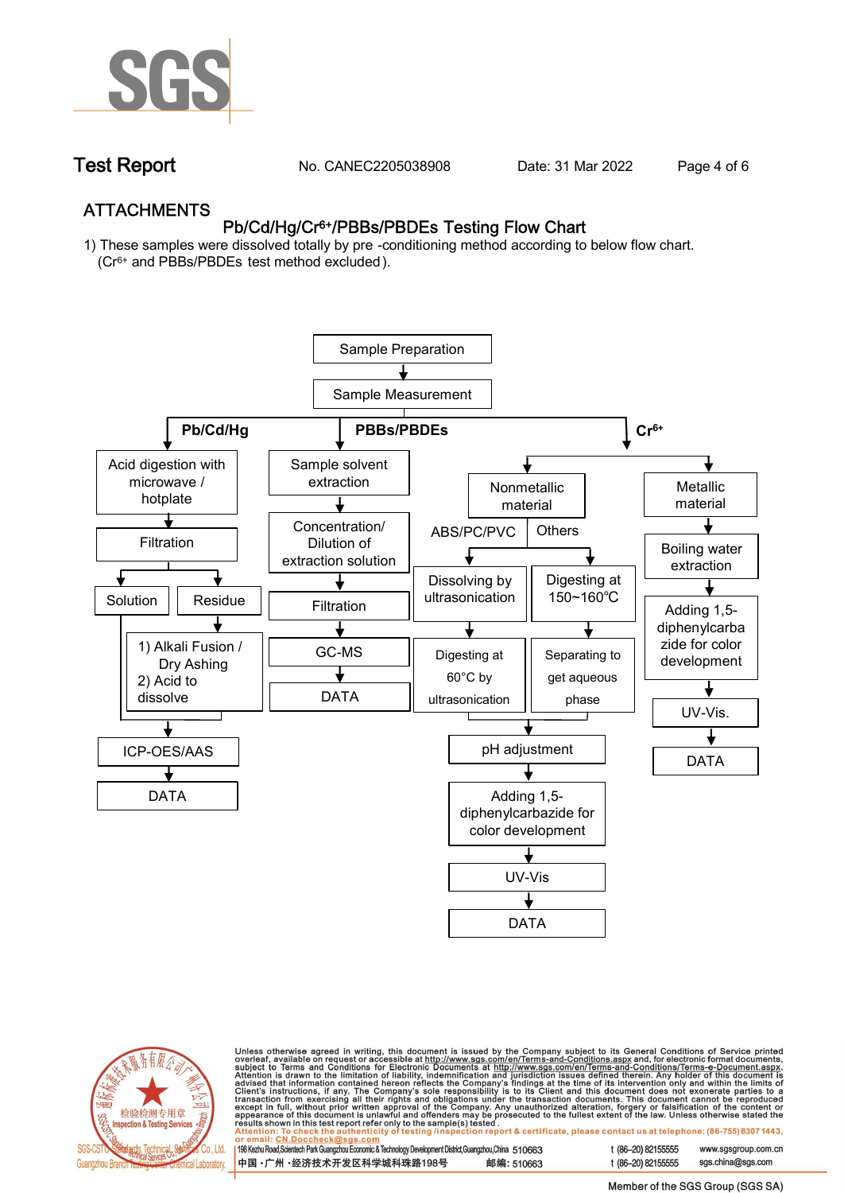## ATTACHMENTS

### Pb/Cd/Hg/$Cr^{6+}$/PBBs/PBDEs Testing Flow Chart

1) These samples were dissolved totally by pre -conditioning method according to below flow chart. ($Cr^{6+}$ and PBBs/PBDEs test method excluded).

Sample Preparation → Sample Measurement

**Pb/Cd/Hg**

- Acid digestion with microwave / hotplate → Filtration → Solution / Residue
  - Residue → 1) Alkali Fusion / Dry Ashing 2) Acid to dissolve
  - Solution and dissolved residue → ICP-OES/AAS → DATA

**PBBs/PBDEs**

- Sample solvent extraction → Concentration/ Dilution of extraction solution → Filtration → GC-MS → DATA

**$Cr^{6+}$**

- Nonmetallic material
  - ABS/PC/PVC → Dissolving by ultrasonication → Digesting at 60°C by ultrasonication
  - Others → Digesting at 150~160℃ → Separating to get aqueous phase
  - → pH adjustment → Adding 1,5-diphenylcarbazide for color development → UV-Vis → DATA
- Metallic material → Boiling water extraction → Adding 1,5-diphenylcarbazide for color development → UV-Vis. → DATA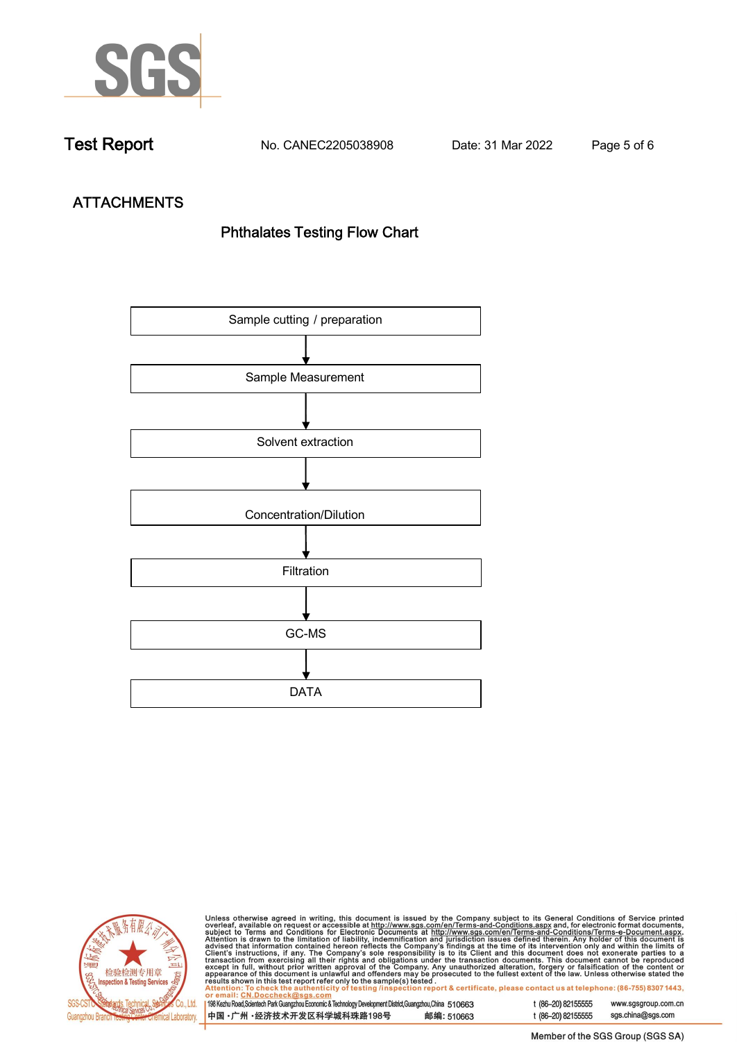# ATTACHMENTS

## Phthalates Testing Flow Chart

Sample cutting / preparation

↓

Sample Measurement

↓

Solvent extraction

↓

Concentration/Dilution

↓

Filtration

↓

GC-MS

↓

DATA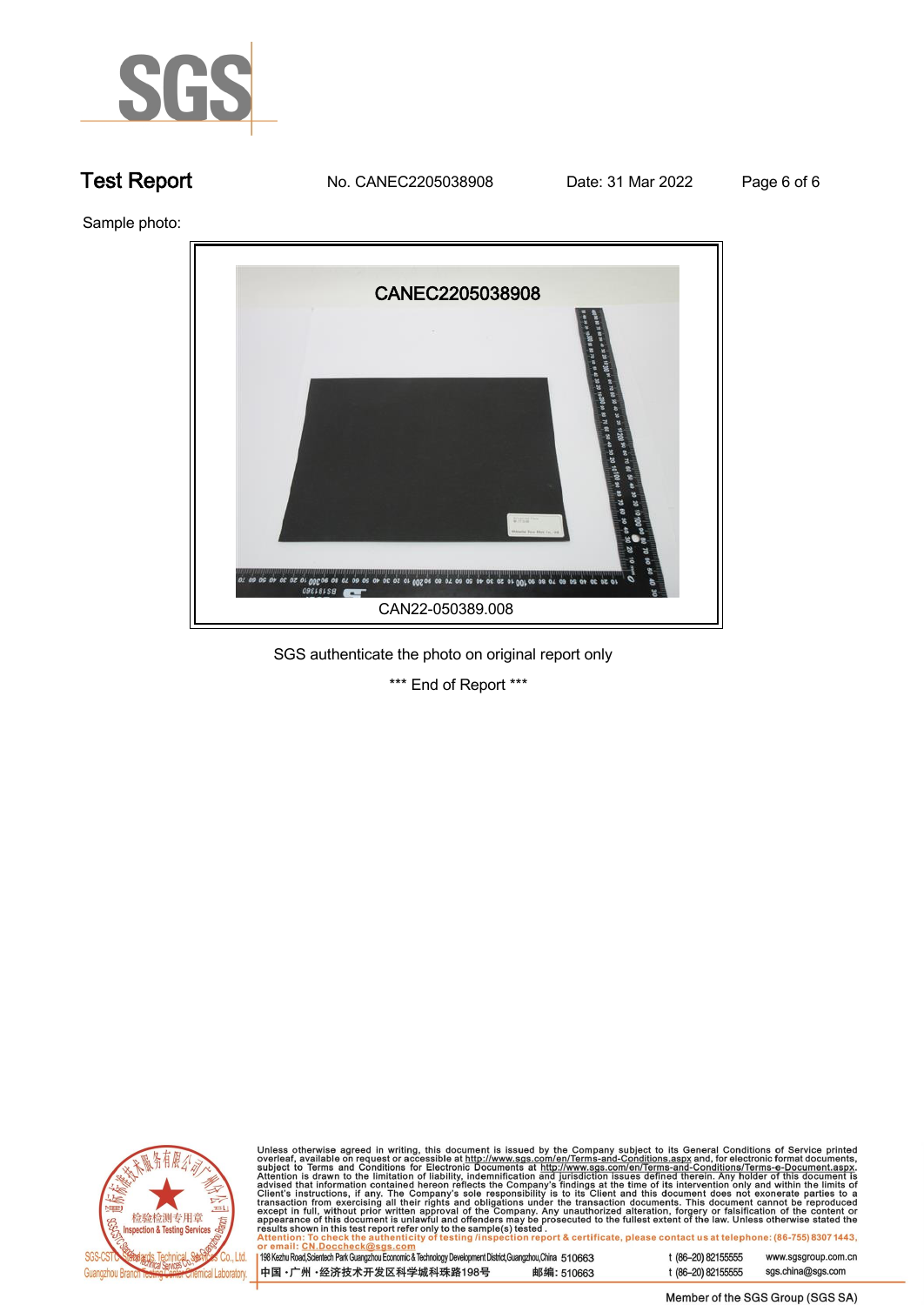Sample photo:

CANEC2205038908

CAN22-050389.008

SGS authenticate the photo on original report only

*** End of Report ***